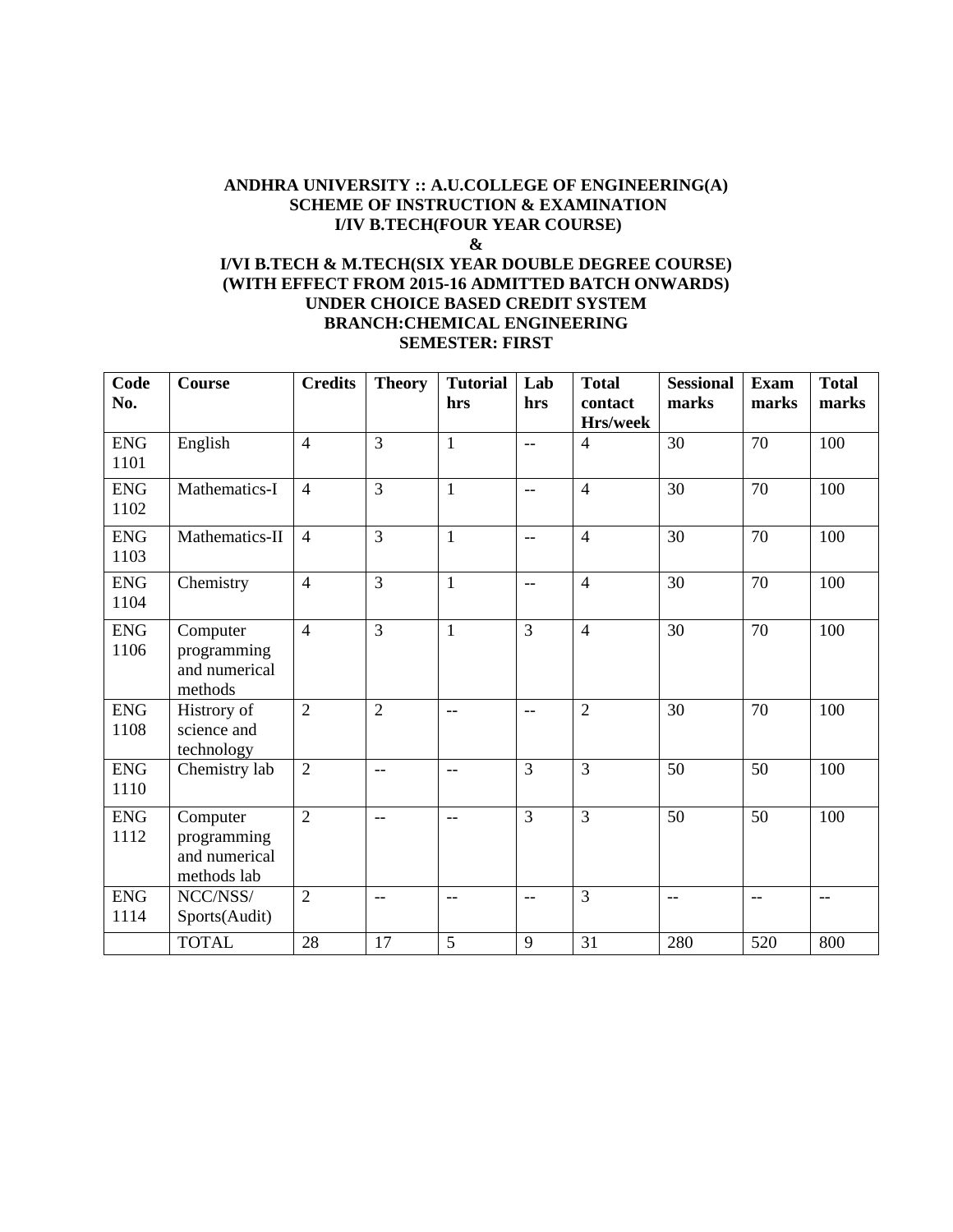**ANDHRA UNIVERSITY :: A.U.COLLEGE OF ENGINEERING(A)**
**SCHEME OF INSTRUCTION & EXAMINATION**
**I/IV B.TECH(FOUR YEAR COURSE)**
**&**
**I/VI B.TECH & M.TECH(SIX YEAR DOUBLE DEGREE COURSE)**
**(WITH EFFECT FROM 2015-16 ADMITTED BATCH ONWARDS)**
**UNDER CHOICE BASED CREDIT SYSTEM**
**BRANCH:CHEMICAL ENGINEERING**
**SEMESTER: FIRST**

| Code No. | Course | Credits | Theory | Tutorial hrs | Lab hrs | Total contact Hrs/week | Sessional marks | Exam marks | Total marks |
|---|---|---|---|---|---|---|---|---|---|
| ENG 1101 | English | 4 | 3 | 1 | -- | 4 | 30 | 70 | 100 |
| ENG 1102 | Mathematics-I | 4 | 3 | 1 | -- | 4 | 30 | 70 | 100 |
| ENG 1103 | Mathematics-II | 4 | 3 | 1 | -- | 4 | 30 | 70 | 100 |
| ENG 1104 | Chemistry | 4 | 3 | 1 | -- | 4 | 30 | 70 | 100 |
| ENG 1106 | Computer programming and numerical methods | 4 | 3 | 1 | 3 | 4 | 30 | 70 | 100 |
| ENG 1108 | Histrory of science and technology | 2 | 2 | -- | -- | 2 | 30 | 70 | 100 |
| ENG 1110 | Chemistry lab | 2 | -- | -- | 3 | 3 | 50 | 50 | 100 |
| ENG 1112 | Computer programming and numerical methods lab | 2 | -- | -- | 3 | 3 | 50 | 50 | 100 |
| ENG 1114 | NCC/NSS/ Sports(Audit) | 2 | -- | -- | -- | 3 | -- | -- | -- |
| | TOTAL | 28 | 17 | 5 | 9 | 31 | 280 | 520 | 800 |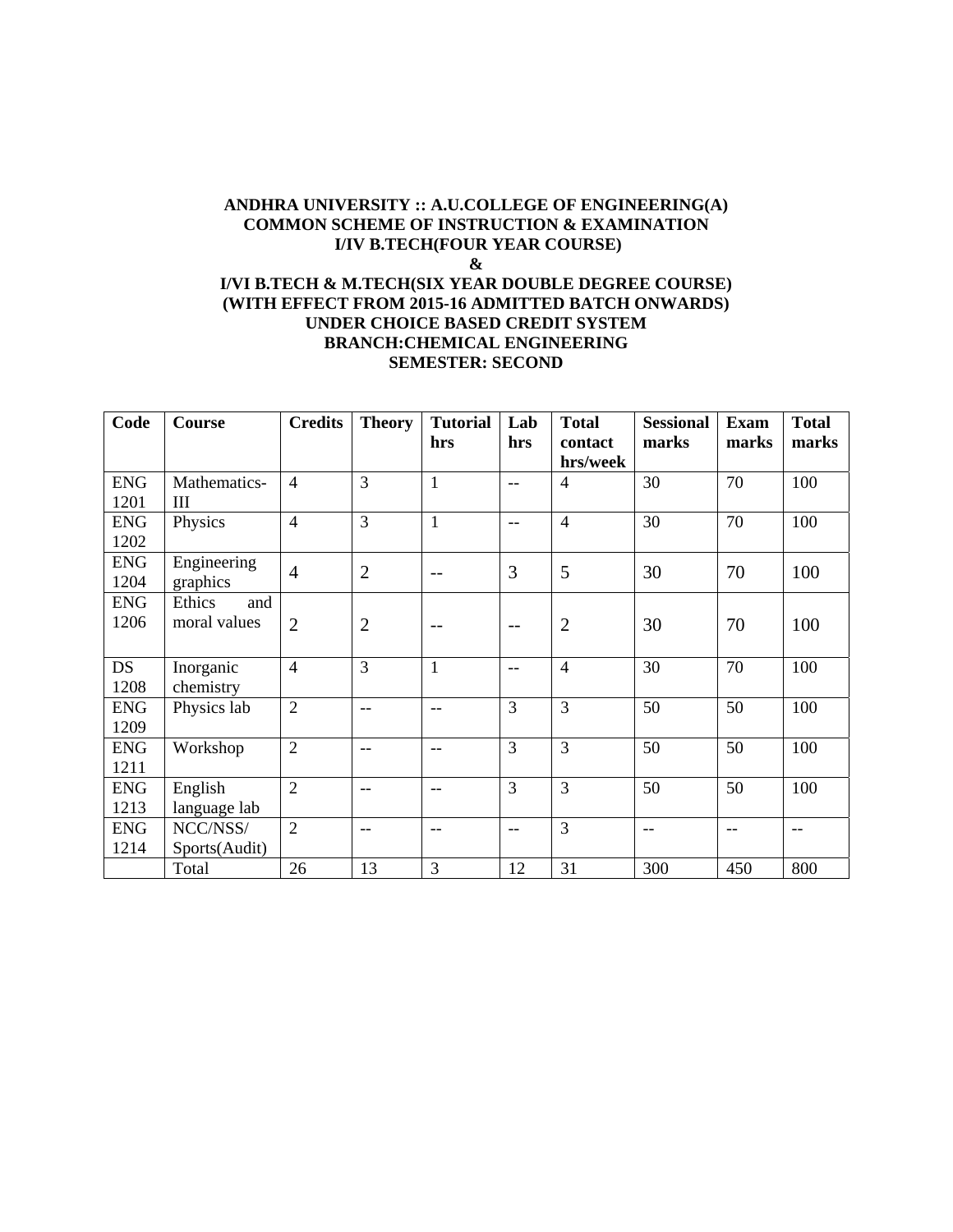**ANDHRA UNIVERSITY :: A.U.COLLEGE OF ENGINEERING(A)**
**COMMON SCHEME OF INSTRUCTION & EXAMINATION**
**I/IV B.TECH(FOUR YEAR COURSE)**
**&**
**I/VI B.TECH & M.TECH(SIX YEAR DOUBLE DEGREE COURSE)**
**(WITH EFFECT FROM 2015-16 ADMITTED BATCH ONWARDS)**
**UNDER CHOICE BASED CREDIT SYSTEM**
**BRANCH:CHEMICAL ENGINEERING**
**SEMESTER: SECOND**

| Code | Course | Credits | Theory | Tutorial hrs | Lab hrs | Total contact hrs/week | Sessional marks | Exam marks | Total marks |
|---|---|---|---|---|---|---|---|---|---|
| ENG 1201 | Mathematics-III | 4 | 3 | 1 | -- | 4 | 30 | 70 | 100 |
| ENG 1202 | Physics | 4 | 3 | 1 | -- | 4 | 30 | 70 | 100 |
| ENG 1204 | Engineering graphics | 4 | 2 | -- | 3 | 5 | 30 | 70 | 100 |
| ENG 1206 | Ethics and moral values | 2 | 2 | -- | -- | 2 | 30 | 70 | 100 |
| DS 1208 | Inorganic chemistry | 4 | 3 | 1 | -- | 4 | 30 | 70 | 100 |
| ENG 1209 | Physics lab | 2 | -- | -- | 3 | 3 | 50 | 50 | 100 |
| ENG 1211 | Workshop | 2 | -- | -- | 3 | 3 | 50 | 50 | 100 |
| ENG 1213 | English language lab | 2 | -- | -- | 3 | 3 | 50 | 50 | 100 |
| ENG 1214 | NCC/NSS/ Sports(Audit) | 2 | -- | -- | -- | 3 | -- | -- | -- |
| | Total | 26 | 13 | 3 | 12 | 31 | 300 | 450 | 800 |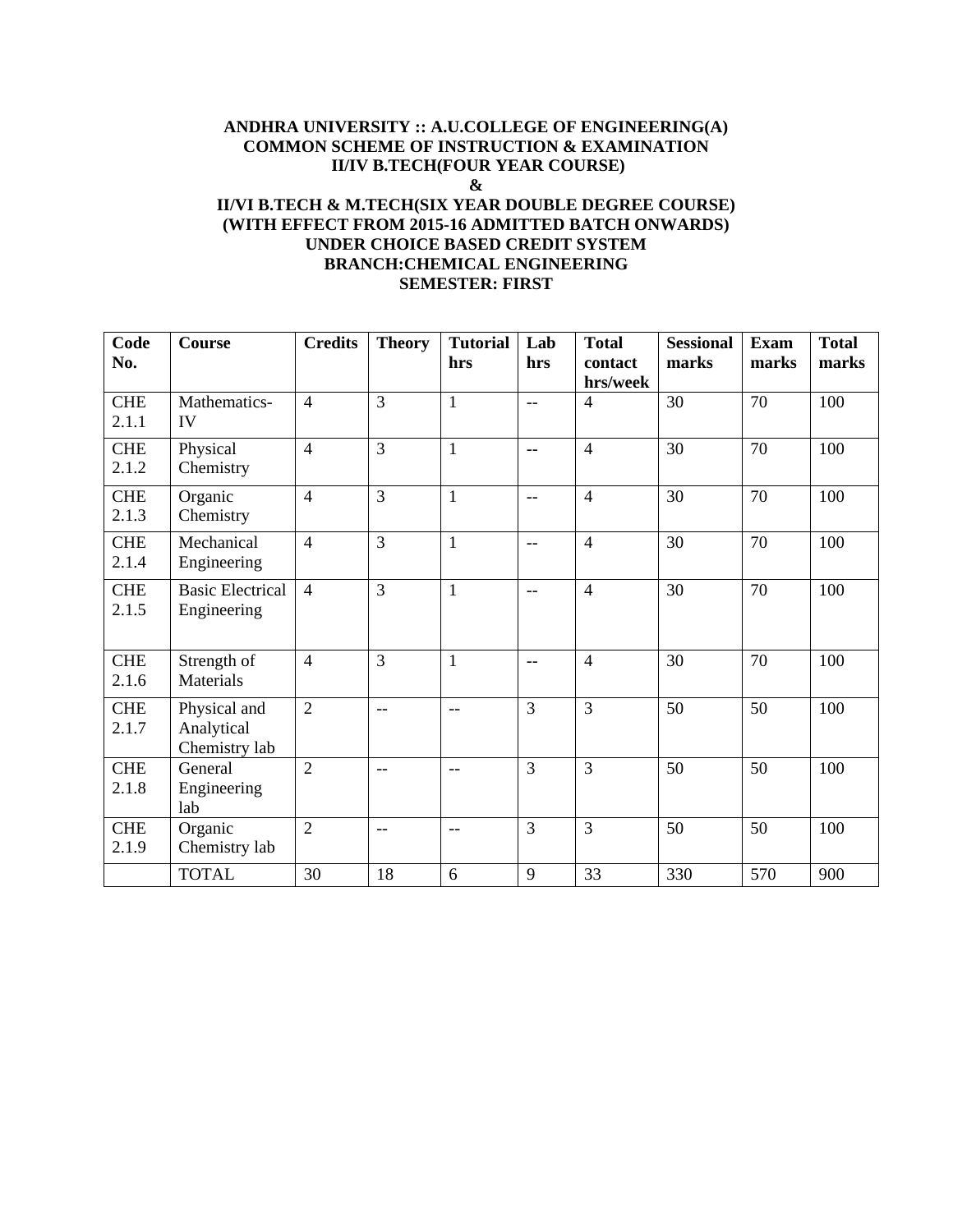**ANDHRA UNIVERSITY :: A.U.COLLEGE OF ENGINEERING(A)**
**COMMON SCHEME OF INSTRUCTION & EXAMINATION**
**II/IV B.TECH(FOUR YEAR COURSE)**
**&**
**II/VI B.TECH & M.TECH(SIX YEAR DOUBLE DEGREE COURSE)**
**(WITH EFFECT FROM 2015-16 ADMITTED BATCH ONWARDS)**
**UNDER CHOICE BASED CREDIT SYSTEM**
**BRANCH:CHEMICAL ENGINEERING**
**SEMESTER: FIRST**

| Code No. | Course | Credits | Theory | Tutorial hrs | Lab hrs | Total contact hrs/week | Sessional marks | Exam marks | Total marks |
|---|---|---|---|---|---|---|---|---|---|
| CHE 2.1.1 | Mathematics-IV | 4 | 3 | 1 | -- | 4 | 30 | 70 | 100 |
| CHE 2.1.2 | Physical Chemistry | 4 | 3 | 1 | -- | 4 | 30 | 70 | 100 |
| CHE 2.1.3 | Organic Chemistry | 4 | 3 | 1 | -- | 4 | 30 | 70 | 100 |
| CHE 2.1.4 | Mechanical Engineering | 4 | 3 | 1 | -- | 4 | 30 | 70 | 100 |
| CHE 2.1.5 | Basic Electrical Engineering | 4 | 3 | 1 | -- | 4 | 30 | 70 | 100 |
| CHE 2.1.6 | Strength of Materials | 4 | 3 | 1 | -- | 4 | 30 | 70 | 100 |
| CHE 2.1.7 | Physical and Analytical Chemistry lab | 2 | -- | -- | 3 | 3 | 50 | 50 | 100 |
| CHE 2.1.8 | General Engineering lab | 2 | -- | -- | 3 | 3 | 50 | 50 | 100 |
| CHE 2.1.9 | Organic Chemistry lab | 2 | -- | -- | 3 | 3 | 50 | 50 | 100 |
| | TOTAL | 30 | 18 | 6 | 9 | 33 | 330 | 570 | 900 |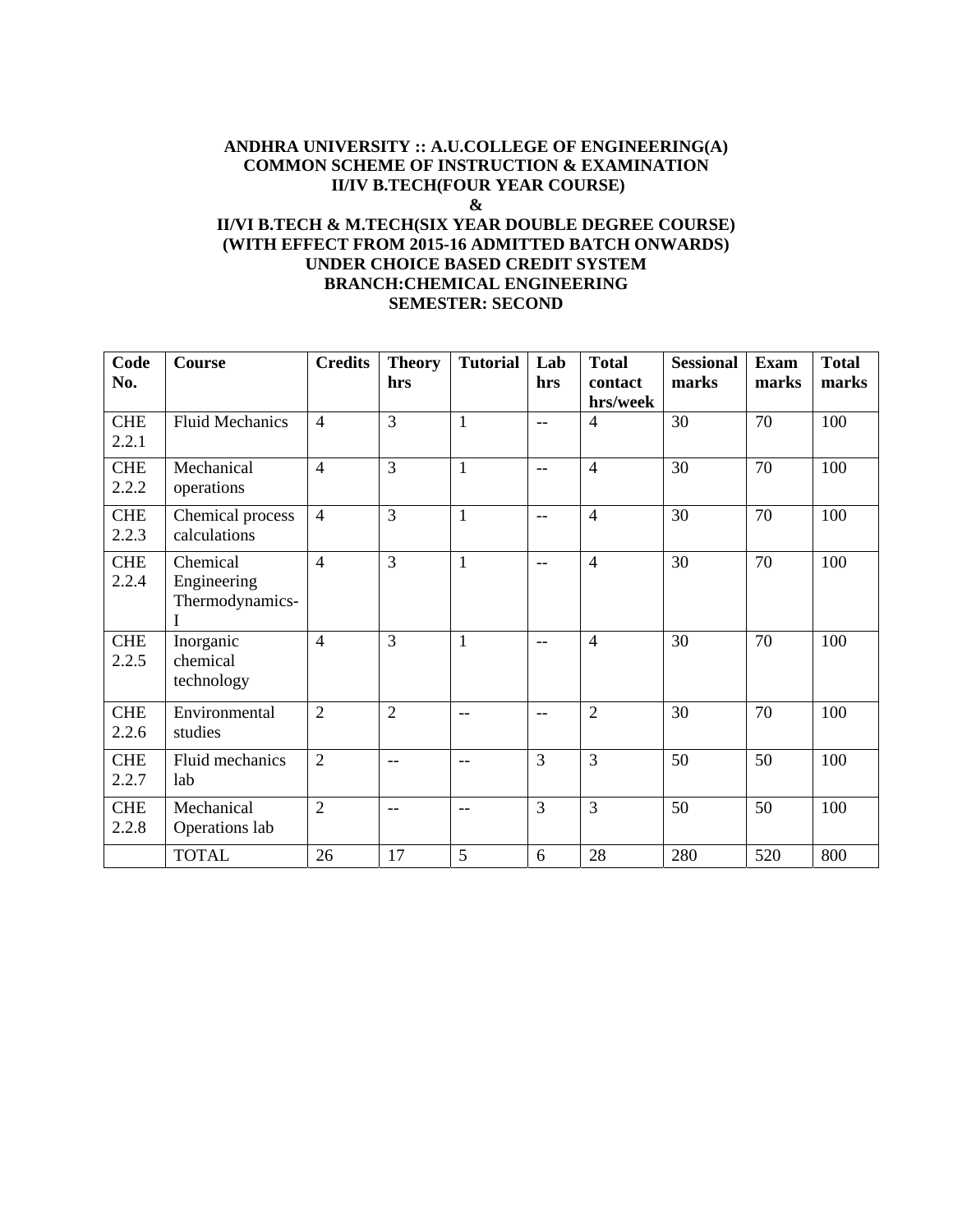**ANDHRA UNIVERSITY :: A.U.COLLEGE OF ENGINEERING(A)**
**COMMON SCHEME OF INSTRUCTION & EXAMINATION**
**II/IV B.TECH(FOUR YEAR COURSE)**
**&**
**II/VI B.TECH & M.TECH(SIX YEAR DOUBLE DEGREE COURSE)**
**(WITH EFFECT FROM 2015-16 ADMITTED BATCH ONWARDS)**
**UNDER CHOICE BASED CREDIT SYSTEM**
**BRANCH:CHEMICAL ENGINEERING**
**SEMESTER: SECOND**

| Code No. | Course | Credits | Theory hrs | Tutorial | Lab hrs | Total contact hrs/week | Sessional marks | Exam marks | Total marks |
|---|---|---|---|---|---|---|---|---|---|
| CHE 2.2.1 | Fluid Mechanics | 4 | 3 | 1 | -- | 4 | 30 | 70 | 100 |
| CHE 2.2.2 | Mechanical operations | 4 | 3 | 1 | -- | 4 | 30 | 70 | 100 |
| CHE 2.2.3 | Chemical process calculations | 4 | 3 | 1 | -- | 4 | 30 | 70 | 100 |
| CHE 2.2.4 | Chemical Engineering Thermodynamics-I | 4 | 3 | 1 | -- | 4 | 30 | 70 | 100 |
| CHE 2.2.5 | Inorganic chemical technology | 4 | 3 | 1 | -- | 4 | 30 | 70 | 100 |
| CHE 2.2.6 | Environmental studies | 2 | 2 | -- | -- | 2 | 30 | 70 | 100 |
| CHE 2.2.7 | Fluid mechanics lab | 2 | -- | -- | 3 | 3 | 50 | 50 | 100 |
| CHE 2.2.8 | Mechanical Operations lab | 2 | -- | -- | 3 | 3 | 50 | 50 | 100 |
| | TOTAL | 26 | 17 | 5 | 6 | 28 | 280 | 520 | 800 |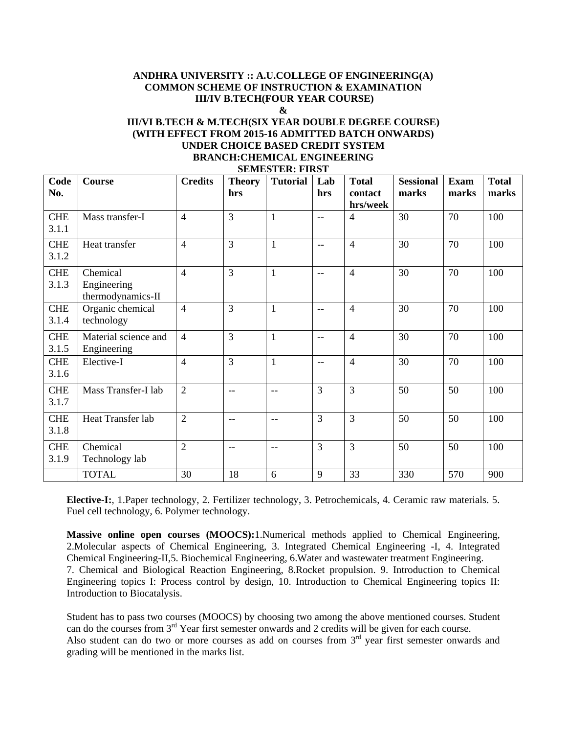**ANDHRA UNIVERSITY :: A.U.COLLEGE OF ENGINEERING(A)**
**COMMON SCHEME OF INSTRUCTION & EXAMINATION**
**III/IV B.TECH(FOUR YEAR COURSE)**
**&**
**III/VI B.TECH & M.TECH(SIX YEAR DOUBLE DEGREE COURSE)**
**(WITH EFFECT FROM 2015-16 ADMITTED BATCH ONWARDS)**
**UNDER CHOICE BASED CREDIT SYSTEM**
**BRANCH:CHEMICAL ENGINEERING**
**SEMESTER: FIRST**

| Code No. | Course | Credits | Theory hrs | Tutorial | Lab hrs | Total contact hrs/week | Sessional marks | Exam marks | Total marks |
|---|---|---|---|---|---|---|---|---|---|
| CHE 3.1.1 | Mass transfer-I | 4 | 3 | 1 | -- | 4 | 30 | 70 | 100 |
| CHE 3.1.2 | Heat transfer | 4 | 3 | 1 | -- | 4 | 30 | 70 | 100 |
| CHE 3.1.3 | Chemical Engineering thermodynamics-II | 4 | 3 | 1 | -- | 4 | 30 | 70 | 100 |
| CHE 3.1.4 | Organic chemical technology | 4 | 3 | 1 | -- | 4 | 30 | 70 | 100 |
| CHE 3.1.5 | Material science and Engineering | 4 | 3 | 1 | -- | 4 | 30 | 70 | 100 |
| CHE 3.1.6 | Elective-I | 4 | 3 | 1 | -- | 4 | 30 | 70 | 100 |
| CHE 3.1.7 | Mass Transfer-I lab | 2 | -- | -- | 3 | 3 | 50 | 50 | 100 |
| CHE 3.1.8 | Heat Transfer lab | 2 | -- | -- | 3 | 3 | 50 | 50 | 100 |
| CHE 3.1.9 | Chemical Technology lab | 2 | -- | -- | 3 | 3 | 50 | 50 | 100 |
| | TOTAL | 30 | 18 | 6 | 9 | 33 | 330 | 570 | 900 |

**Elective-I:**, 1.Paper technology, 2. Fertilizer technology, 3. Petrochemicals, 4. Ceramic raw materials. 5. Fuel cell technology, 6. Polymer technology.

**Massive online open courses (MOOCS):**1.Numerical methods applied to Chemical Engineering, 2.Molecular aspects of Chemical Engineering, 3. Integrated Chemical Engineering -I, 4. Integrated Chemical Engineering-II,5. Biochemical Engineering, 6.Water and wastewater treatment Engineering.
7. Chemical and Biological Reaction Engineering, 8.Rocket propulsion. 9. Introduction to Chemical Engineering topics I: Process control by design, 10. Introduction to Chemical Engineering topics II: Introduction to Biocatalysis.

Student has to pass two courses (MOOCS) by choosing two among the above mentioned courses. Student can do the courses from 3rd Year first semester onwards and 2 credits will be given for each course.
Also student can do two or more courses as add on courses from 3rd year first semester onwards and grading will be mentioned in the marks list.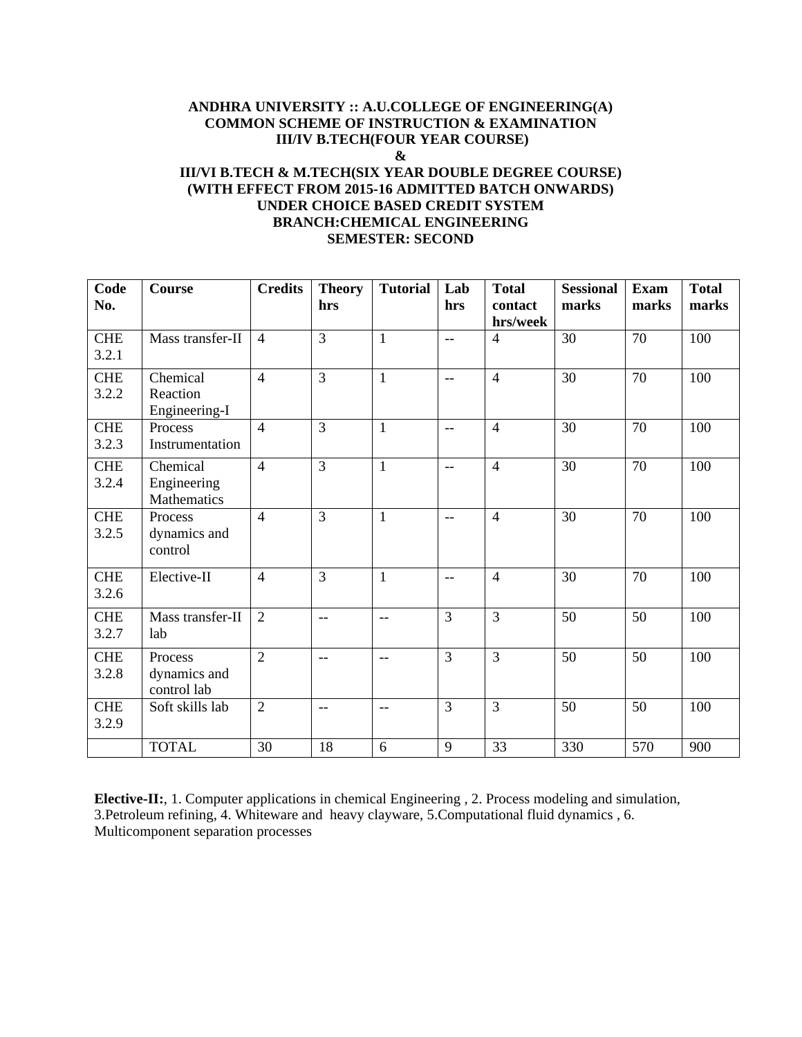**ANDHRA UNIVERSITY :: A.U.COLLEGE OF ENGINEERING(A)**
**COMMON SCHEME OF INSTRUCTION & EXAMINATION**
**III/IV B.TECH(FOUR YEAR COURSE)**
**&**
**III/VI B.TECH & M.TECH(SIX YEAR DOUBLE DEGREE COURSE)**
**(WITH EFFECT FROM 2015-16 ADMITTED BATCH ONWARDS)**
**UNDER CHOICE BASED CREDIT SYSTEM**
**BRANCH:CHEMICAL ENGINEERING**
**SEMESTER: SECOND**

| Code No. | Course | Credits | Theory hrs | Tutorial | Lab hrs | Total contact hrs/week | Sessional marks | Exam marks | Total marks |
|---|---|---|---|---|---|---|---|---|---|
| CHE 3.2.1 | Mass transfer-II | 4 | 3 | 1 | -- | 4 | 30 | 70 | 100 |
| CHE 3.2.2 | Chemical Reaction Engineering-I | 4 | 3 | 1 | -- | 4 | 30 | 70 | 100 |
| CHE 3.2.3 | Process Instrumentation | 4 | 3 | 1 | -- | 4 | 30 | 70 | 100 |
| CHE 3.2.4 | Chemical Engineering Mathematics | 4 | 3 | 1 | -- | 4 | 30 | 70 | 100 |
| CHE 3.2.5 | Process dynamics and control | 4 | 3 | 1 | -- | 4 | 30 | 70 | 100 |
| CHE 3.2.6 | Elective-II | 4 | 3 | 1 | -- | 4 | 30 | 70 | 100 |
| CHE 3.2.7 | Mass transfer-II lab | 2 | -- | -- | 3 | 3 | 50 | 50 | 100 |
| CHE 3.2.8 | Process dynamics and control lab | 2 | -- | -- | 3 | 3 | 50 | 50 | 100 |
| CHE 3.2.9 | Soft skills lab | 2 | -- | -- | 3 | 3 | 50 | 50 | 100 |
| | TOTAL | 30 | 18 | 6 | 9 | 33 | 330 | 570 | 900 |

**Elective-II:**, 1. Computer applications in chemical Engineering , 2. Process modeling and simulation, 3.Petroleum refining, 4. Whiteware and heavy clayware, 5.Computational fluid dynamics , 6. Multicomponent separation processes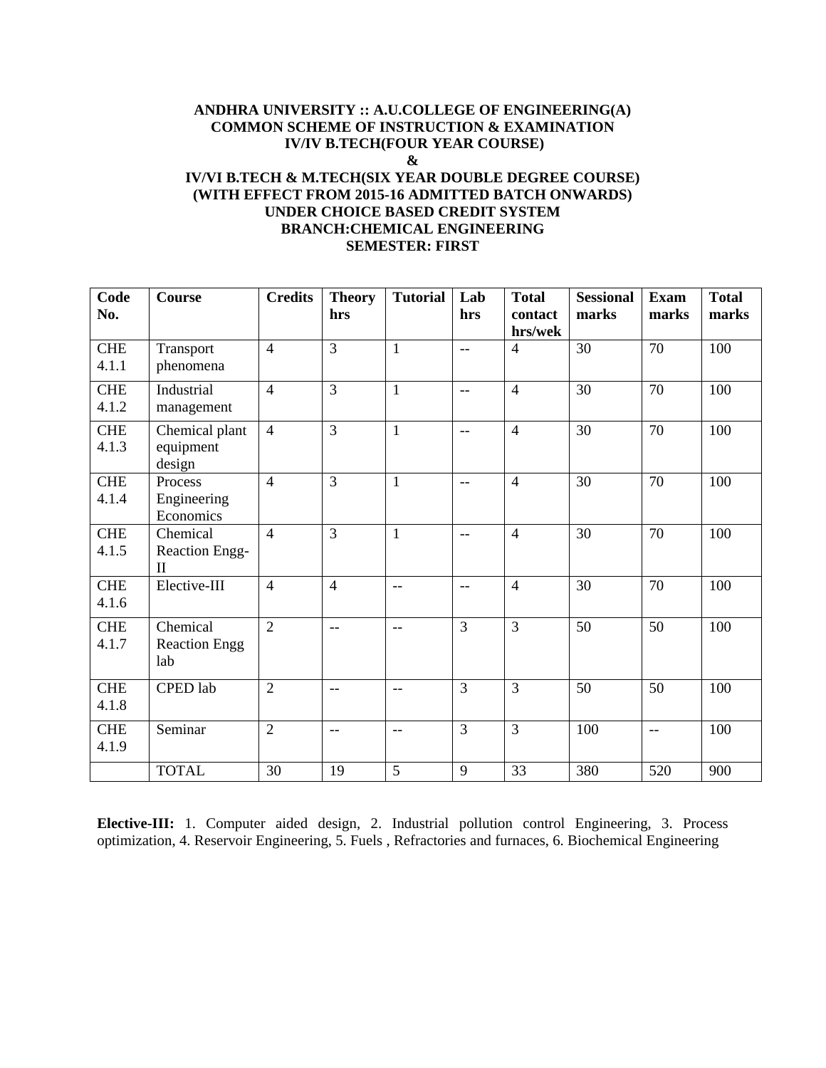**ANDHRA UNIVERSITY :: A.U.COLLEGE OF ENGINEERING(A)**
**COMMON SCHEME OF INSTRUCTION & EXAMINATION**
**IV/IV B.TECH(FOUR YEAR COURSE)**
**&**
**IV/VI B.TECH & M.TECH(SIX YEAR DOUBLE DEGREE COURSE)**
**(WITH EFFECT FROM 2015-16 ADMITTED BATCH ONWARDS)**
**UNDER CHOICE BASED CREDIT SYSTEM**
**BRANCH:CHEMICAL ENGINEERING**
**SEMESTER: FIRST**

| Code No. | Course | Credits | Theory hrs | Tutorial | Lab hrs | Total contact hrs/wek | Sessional marks | Exam marks | Total marks |
|---|---|---|---|---|---|---|---|---|---|
| CHE 4.1.1 | Transport phenomena | 4 | 3 | 1 | -- | 4 | 30 | 70 | 100 |
| CHE 4.1.2 | Industrial management | 4 | 3 | 1 | -- | 4 | 30 | 70 | 100 |
| CHE 4.1.3 | Chemical plant equipment design | 4 | 3 | 1 | -- | 4 | 30 | 70 | 100 |
| CHE 4.1.4 | Process Engineering Economics | 4 | 3 | 1 | -- | 4 | 30 | 70 | 100 |
| CHE 4.1.5 | Chemical Reaction Engg-II | 4 | 3 | 1 | -- | 4 | 30 | 70 | 100 |
| CHE 4.1.6 | Elective-III | 4 | 4 | -- | -- | 4 | 30 | 70 | 100 |
| CHE 4.1.7 | Chemical Reaction Engg lab | 2 | -- | -- | 3 | 3 | 50 | 50 | 100 |
| CHE 4.1.8 | CPED lab | 2 | -- | -- | 3 | 3 | 50 | 50 | 100 |
| CHE 4.1.9 | Seminar | 2 | -- | -- | 3 | 3 | 100 | -- | 100 |
| | TOTAL | 30 | 19 | 5 | 9 | 33 | 380 | 520 | 900 |

**Elective-III:** 1. Computer aided design, 2. Industrial pollution control Engineering, 3. Process optimization, 4. Reservoir Engineering, 5. Fuels , Refractories and furnaces, 6. Biochemical Engineering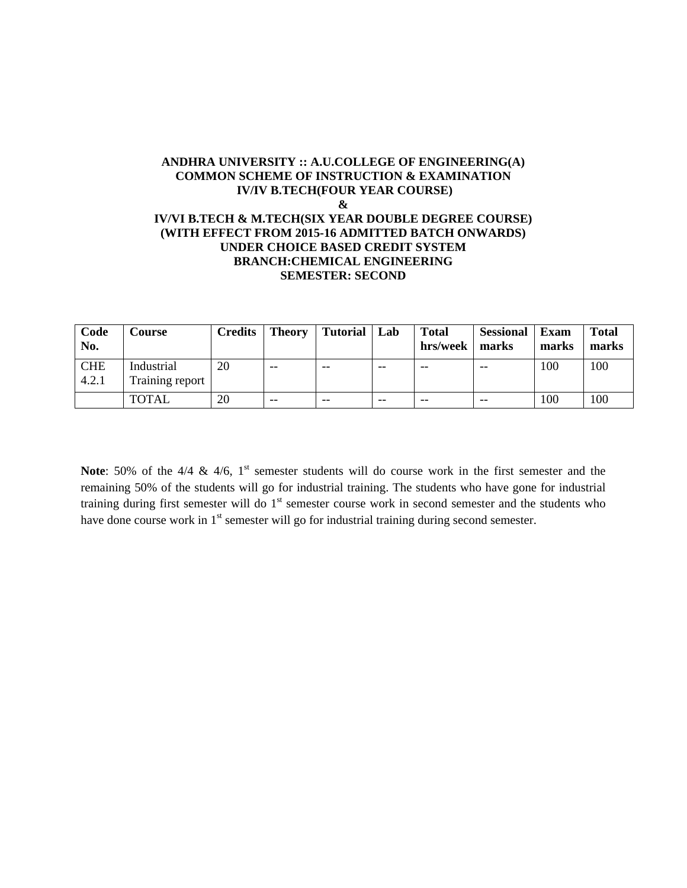**ANDHRA UNIVERSITY :: A.U.COLLEGE OF ENGINEERING(A)**
**COMMON SCHEME OF INSTRUCTION & EXAMINATION**
**IV/IV B.TECH(FOUR YEAR COURSE)**
**&**
**IV/VI B.TECH & M.TECH(SIX YEAR DOUBLE DEGREE COURSE)**
**(WITH EFFECT FROM 2015-16 ADMITTED BATCH ONWARDS)**
**UNDER CHOICE BASED CREDIT SYSTEM**
**BRANCH:CHEMICAL ENGINEERING**
**SEMESTER: SECOND**

| Code No. | Course | Credits | Theory | Tutorial | Lab | Total hrs/week | Sessional marks | Exam marks | Total marks |
|---|---|---|---|---|---|---|---|---|---|
| CHE 4.2.1 | Industrial Training report | 20 | -- | -- | -- | -- | -- | 100 | 100 |
| | TOTAL | 20 | -- | -- | -- | -- | -- | 100 | 100 |

**Note**: 50% of the 4/4 & 4/6, 1st semester students will do course work in the first semester and the remaining 50% of the students will go for industrial training. The students who have gone for industrial training during first semester will do 1st semester course work in second semester and the students who have done course work in 1st semester will go for industrial training during second semester.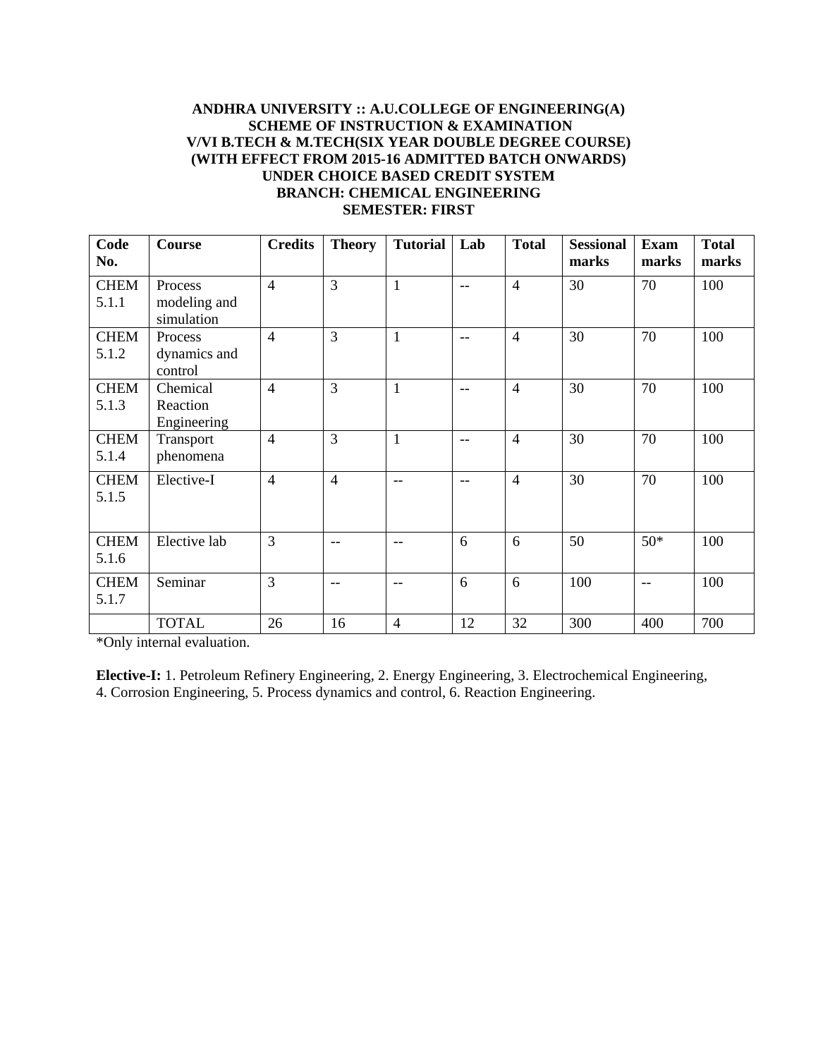**ANDHRA UNIVERSITY :: A.U.COLLEGE OF ENGINEERING(A)**
**SCHEME OF INSTRUCTION & EXAMINATION**
**V/VI B.TECH & M.TECH(SIX YEAR DOUBLE DEGREE COURSE)**
**(WITH EFFECT FROM 2015-16 ADMITTED BATCH ONWARDS)**
**UNDER CHOICE BASED CREDIT SYSTEM**
**BRANCH: CHEMICAL ENGINEERING**
**SEMESTER: FIRST**

| Code No. | Course | Credits | Theory | Tutorial | Lab | Total | Sessional marks | Exam marks | Total marks |
|---|---|---|---|---|---|---|---|---|---|
| CHEM 5.1.1 | Process modeling and simulation | 4 | 3 | 1 | -- | 4 | 30 | 70 | 100 |
| CHEM 5.1.2 | Process dynamics and control | 4 | 3 | 1 | -- | 4 | 30 | 70 | 100 |
| CHEM 5.1.3 | Chemical Reaction Engineering | 4 | 3 | 1 | -- | 4 | 30 | 70 | 100 |
| CHEM 5.1.4 | Transport phenomena | 4 | 3 | 1 | -- | 4 | 30 | 70 | 100 |
| CHEM 5.1.5 | Elective-I | 4 | 4 | -- | -- | 4 | 30 | 70 | 100 |
| CHEM 5.1.6 | Elective lab | 3 | -- | -- | 6 | 6 | 50 | 50* | 100 |
| CHEM 5.1.7 | Seminar | 3 | -- | -- | 6 | 6 | 100 | -- | 100 |
| | TOTAL | 26 | 16 | 4 | 12 | 32 | 300 | 400 | 700 |

*Only internal evaluation.

**Elective-I:** 1. Petroleum Refinery Engineering, 2. Energy Engineering, 3. Electrochemical Engineering, 4. Corrosion Engineering, 5. Process dynamics and control, 6. Reaction Engineering.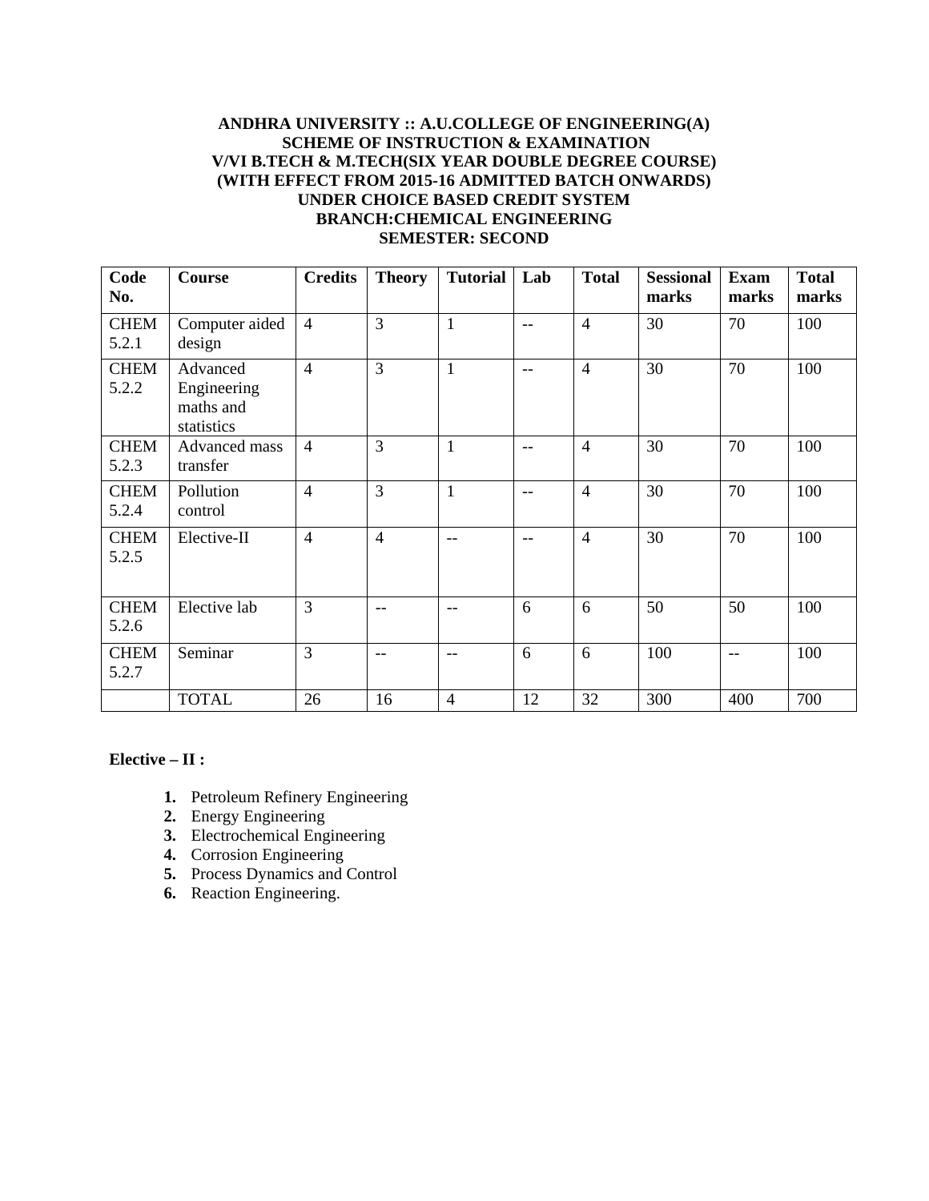**ANDHRA UNIVERSITY :: A.U.COLLEGE OF ENGINEERING(A)**
**SCHEME OF INSTRUCTION & EXAMINATION**
**V/VI B.TECH & M.TECH(SIX YEAR DOUBLE DEGREE COURSE)**
**(WITH EFFECT FROM 2015-16 ADMITTED BATCH ONWARDS)**
**UNDER CHOICE BASED CREDIT SYSTEM**
**BRANCH:CHEMICAL ENGINEERING**
**SEMESTER: SECOND**

| Code No. | Course | Credits | Theory | Tutorial | Lab | Total | Sessional marks | Exam marks | Total marks |
|---|---|---|---|---|---|---|---|---|---|
| CHEM 5.2.1 | Computer aided design | 4 | 3 | 1 | -- | 4 | 30 | 70 | 100 |
| CHEM 5.2.2 | Advanced Engineering maths and statistics | 4 | 3 | 1 | -- | 4 | 30 | 70 | 100 |
| CHEM 5.2.3 | Advanced mass transfer | 4 | 3 | 1 | -- | 4 | 30 | 70 | 100 |
| CHEM 5.2.4 | Pollution control | 4 | 3 | 1 | -- | 4 | 30 | 70 | 100 |
| CHEM 5.2.5 | Elective-II | 4 | 4 | -- | -- | 4 | 30 | 70 | 100 |
| CHEM 5.2.6 | Elective lab | 3 | -- | -- | 6 | 6 | 50 | 50 | 100 |
| CHEM 5.2.7 | Seminar | 3 | -- | -- | 6 | 6 | 100 | -- | 100 |
| | TOTAL | 26 | 16 | 4 | 12 | 32 | 300 | 400 | 700 |

**Elective – II :**

1. Petroleum Refinery Engineering
2. Energy Engineering
3. Electrochemical Engineering
4. Corrosion Engineering
5. Process Dynamics and Control
6. Reaction Engineering.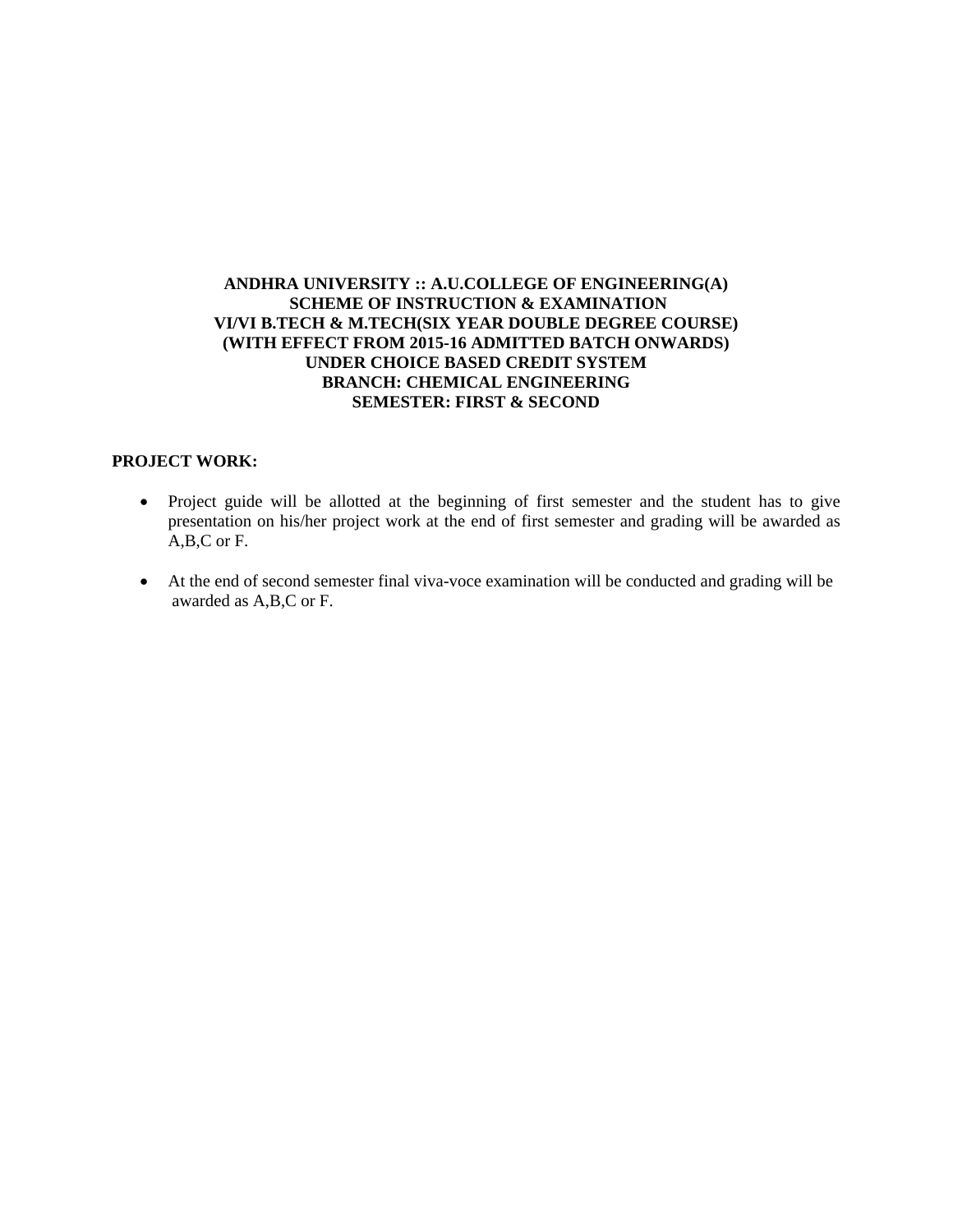**ANDHRA UNIVERSITY :: A.U.COLLEGE OF ENGINEERING(A)**
**SCHEME OF INSTRUCTION & EXAMINATION**
**VI/VI B.TECH & M.TECH(SIX YEAR DOUBLE DEGREE COURSE)**
**(WITH EFFECT FROM 2015-16 ADMITTED BATCH ONWARDS)**
**UNDER CHOICE BASED CREDIT SYSTEM**
**BRANCH: CHEMICAL ENGINEERING**
**SEMESTER: FIRST & SECOND**

**PROJECT WORK:**

- Project guide will be allotted at the beginning of first semester and the student has to give presentation on his/her project work at the end of first semester and grading will be awarded as A,B,C or F.

- At the end of second semester final viva-voce examination will be conducted and grading will be awarded as A,B,C or F.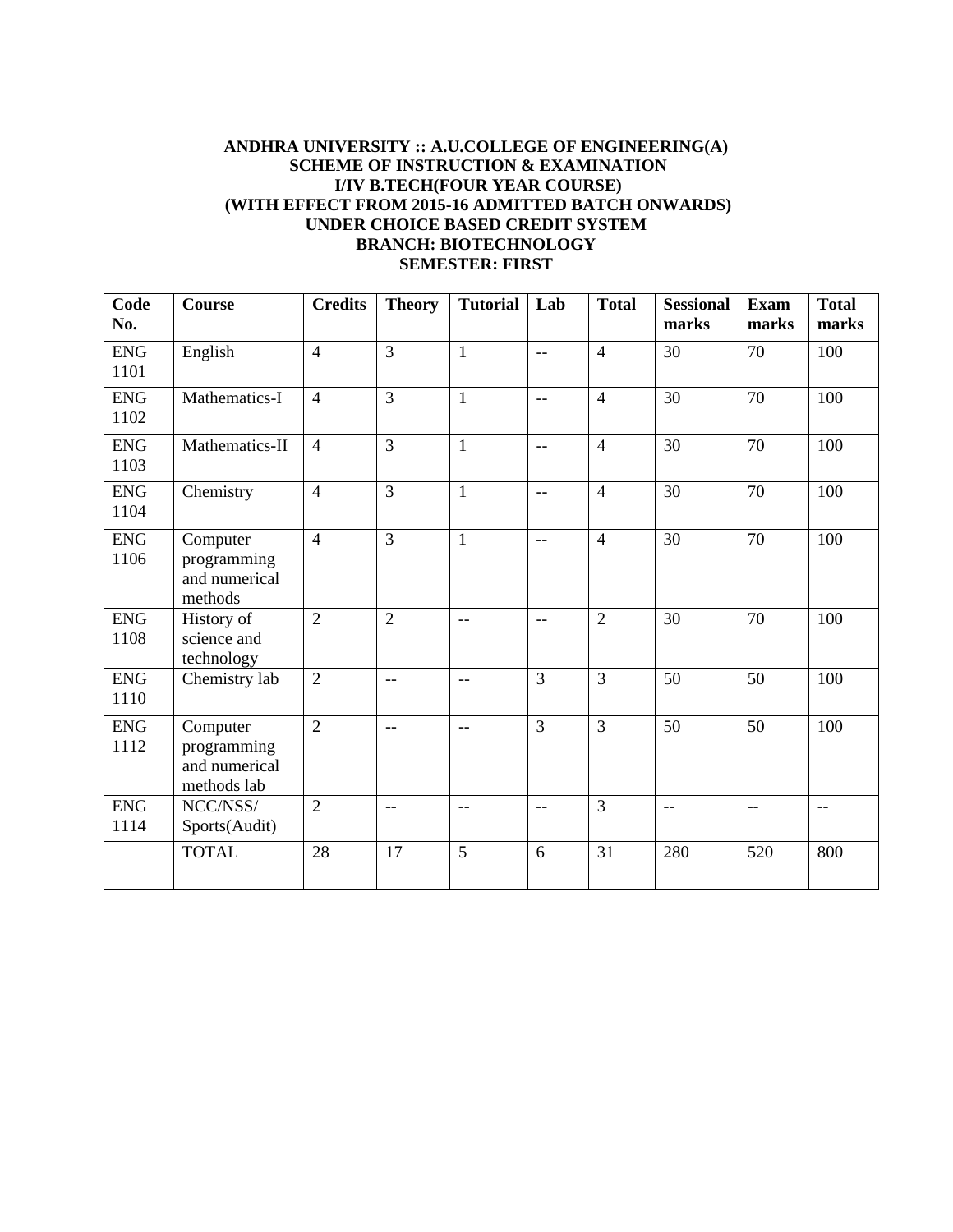**ANDHRA UNIVERSITY :: A.U.COLLEGE OF ENGINEERING(A)**
**SCHEME OF INSTRUCTION & EXAMINATION**
**I/IV B.TECH(FOUR YEAR COURSE)**
**(WITH EFFECT FROM 2015-16 ADMITTED BATCH ONWARDS)**
**UNDER CHOICE BASED CREDIT SYSTEM**
**BRANCH: BIOTECHNOLOGY**
**SEMESTER: FIRST**

| Code No. | Course | Credits | Theory | Tutorial | Lab | Total | Sessional marks | Exam marks | Total marks |
|---|---|---|---|---|---|---|---|---|---|
| ENG 1101 | English | 4 | 3 | 1 | -- | 4 | 30 | 70 | 100 |
| ENG 1102 | Mathematics-I | 4 | 3 | 1 | -- | 4 | 30 | 70 | 100 |
| ENG 1103 | Mathematics-II | 4 | 3 | 1 | -- | 4 | 30 | 70 | 100 |
| ENG 1104 | Chemistry | 4 | 3 | 1 | -- | 4 | 30 | 70 | 100 |
| ENG 1106 | Computer programming and numerical methods | 4 | 3 | 1 | -- | 4 | 30 | 70 | 100 |
| ENG 1108 | History of science and technology | 2 | 2 | -- | -- | 2 | 30 | 70 | 100 |
| ENG 1110 | Chemistry lab | 2 | -- | -- | 3 | 3 | 50 | 50 | 100 |
| ENG 1112 | Computer programming and numerical methods lab | 2 | -- | -- | 3 | 3 | 50 | 50 | 100 |
| ENG 1114 | NCC/NSS/ Sports(Audit) | 2 | -- | -- | -- | 3 | -- | -- | -- |
| | TOTAL | 28 | 17 | 5 | 6 | 31 | 280 | 520 | 800 |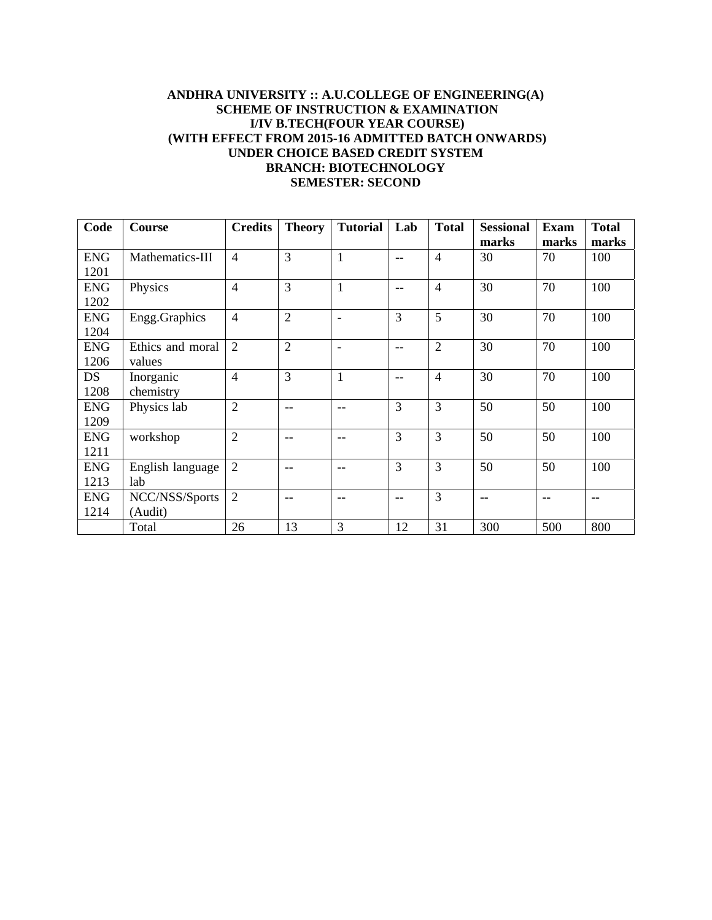**ANDHRA UNIVERSITY :: A.U.COLLEGE OF ENGINEERING(A)**
**SCHEME OF INSTRUCTION & EXAMINATION**
**I/IV B.TECH(FOUR YEAR COURSE)**
**(WITH EFFECT FROM 2015-16 ADMITTED BATCH ONWARDS)**
**UNDER CHOICE BASED CREDIT SYSTEM**
**BRANCH: BIOTECHNOLOGY**
**SEMESTER: SECOND**

| Code | Course | Credits | Theory | Tutorial | Lab | Total | Sessional marks | Exam marks | Total marks |
|---|---|---|---|---|---|---|---|---|---|
| ENG 1201 | Mathematics-III | 4 | 3 | 1 | -- | 4 | 30 | 70 | 100 |
| ENG 1202 | Physics | 4 | 3 | 1 | -- | 4 | 30 | 70 | 100 |
| ENG 1204 | Engg.Graphics | 4 | 2 | - | 3 | 5 | 30 | 70 | 100 |
| ENG 1206 | Ethics and moral values | 2 | 2 | - | -- | 2 | 30 | 70 | 100 |
| DS 1208 | Inorganic chemistry | 4 | 3 | 1 | -- | 4 | 30 | 70 | 100 |
| ENG 1209 | Physics lab | 2 | -- | -- | 3 | 3 | 50 | 50 | 100 |
| ENG 1211 | workshop | 2 | -- | -- | 3 | 3 | 50 | 50 | 100 |
| ENG 1213 | English language lab | 2 | -- | -- | 3 | 3 | 50 | 50 | 100 |
| ENG 1214 | NCC/NSS/Sports (Audit) | 2 | -- | -- | -- | 3 | -- | -- | -- |
| | Total | 26 | 13 | 3 | 12 | 31 | 300 | 500 | 800 |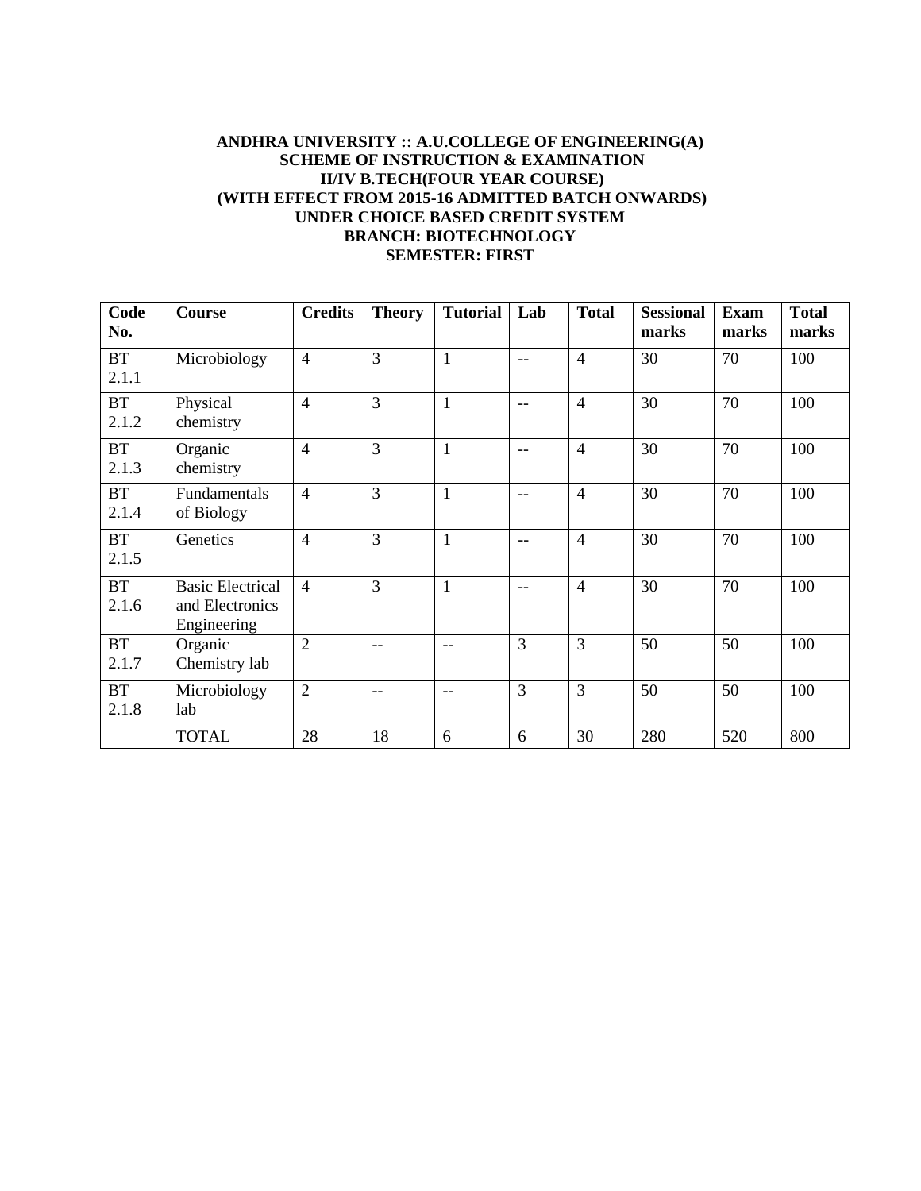**ANDHRA UNIVERSITY :: A.U.COLLEGE OF ENGINEERING(A)**
**SCHEME OF INSTRUCTION & EXAMINATION**
**II/IV B.TECH(FOUR YEAR COURSE)**
**(WITH EFFECT FROM 2015-16 ADMITTED BATCH ONWARDS)**
**UNDER CHOICE BASED CREDIT SYSTEM**
**BRANCH: BIOTECHNOLOGY**
**SEMESTER: FIRST**

| Code No. | Course | Credits | Theory | Tutorial | Lab | Total | Sessional marks | Exam marks | Total marks |
|---|---|---|---|---|---|---|---|---|---|
| BT 2.1.1 | Microbiology | 4 | 3 | 1 | -- | 4 | 30 | 70 | 100 |
| BT 2.1.2 | Physical chemistry | 4 | 3 | 1 | -- | 4 | 30 | 70 | 100 |
| BT 2.1.3 | Organic chemistry | 4 | 3 | 1 | -- | 4 | 30 | 70 | 100 |
| BT 2.1.4 | Fundamentals of Biology | 4 | 3 | 1 | -- | 4 | 30 | 70 | 100 |
| BT 2.1.5 | Genetics | 4 | 3 | 1 | -- | 4 | 30 | 70 | 100 |
| BT 2.1.6 | Basic Electrical and Electronics Engineering | 4 | 3 | 1 | -- | 4 | 30 | 70 | 100 |
| BT 2.1.7 | Organic Chemistry lab | 2 | -- | -- | 3 | 3 | 50 | 50 | 100 |
| BT 2.1.8 | Microbiology lab | 2 | -- | -- | 3 | 3 | 50 | 50 | 100 |
| | TOTAL | 28 | 18 | 6 | 6 | 30 | 280 | 520 | 800 |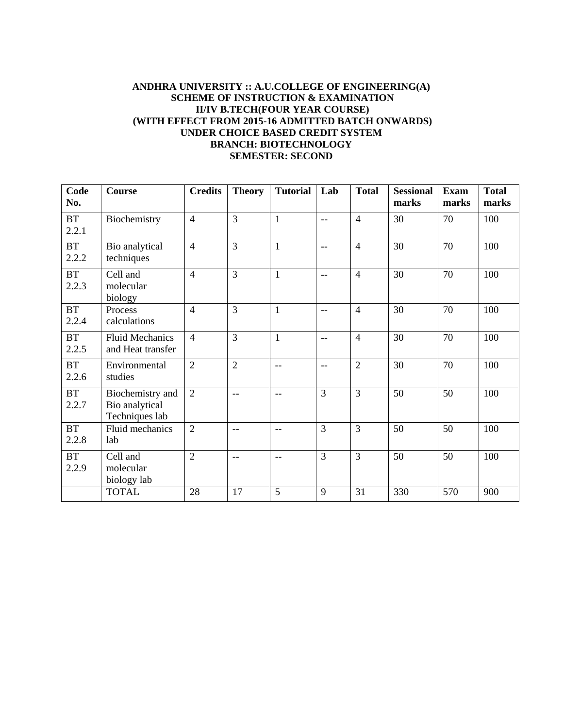**ANDHRA UNIVERSITY :: A.U.COLLEGE OF ENGINEERING(A)**
**SCHEME OF INSTRUCTION & EXAMINATION**
**II/IV B.TECH(FOUR YEAR COURSE)**
**(WITH EFFECT FROM 2015-16 ADMITTED BATCH ONWARDS)**
**UNDER CHOICE BASED CREDIT SYSTEM**
**BRANCH: BIOTECHNOLOGY**
**SEMESTER: SECOND**

| Code No. | Course | Credits | Theory | Tutorial | Lab | Total | Sessional marks | Exam marks | Total marks |
|---|---|---|---|---|---|---|---|---|---|
| BT 2.2.1 | Biochemistry | 4 | 3 | 1 | -- | 4 | 30 | 70 | 100 |
| BT 2.2.2 | Bio analytical techniques | 4 | 3 | 1 | -- | 4 | 30 | 70 | 100 |
| BT 2.2.3 | Cell and molecular biology | 4 | 3 | 1 | -- | 4 | 30 | 70 | 100 |
| BT 2.2.4 | Process calculations | 4 | 3 | 1 | -- | 4 | 30 | 70 | 100 |
| BT 2.2.5 | Fluid Mechanics and Heat transfer | 4 | 3 | 1 | -- | 4 | 30 | 70 | 100 |
| BT 2.2.6 | Environmental studies | 2 | 2 | -- | -- | 2 | 30 | 70 | 100 |
| BT 2.2.7 | Biochemistry and Bio analytical Techniques lab | 2 | -- | -- | 3 | 3 | 50 | 50 | 100 |
| BT 2.2.8 | Fluid mechanics lab | 2 | -- | -- | 3 | 3 | 50 | 50 | 100 |
| BT 2.2.9 | Cell and molecular biology lab | 2 | -- | -- | 3 | 3 | 50 | 50 | 100 |
| | TOTAL | 28 | 17 | 5 | 9 | 31 | 330 | 570 | 900 |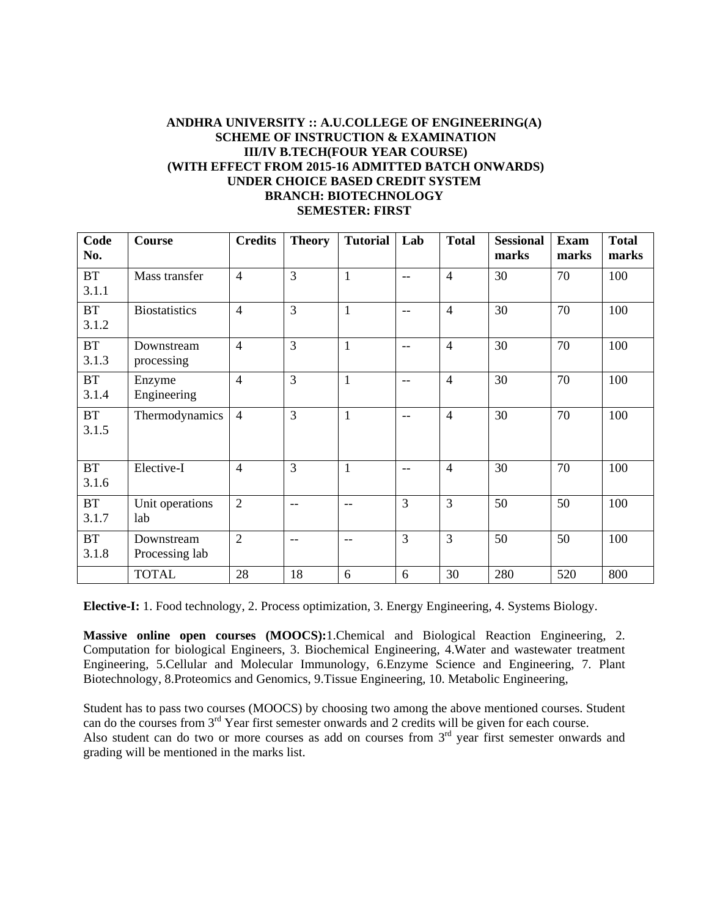**ANDHRA UNIVERSITY :: A.U.COLLEGE OF ENGINEERING(A)**
**SCHEME OF INSTRUCTION & EXAMINATION**
**III/IV B.TECH(FOUR YEAR COURSE)**
**(WITH EFFECT FROM 2015-16 ADMITTED BATCH ONWARDS)**
**UNDER CHOICE BASED CREDIT SYSTEM**
**BRANCH: BIOTECHNOLOGY**
**SEMESTER: FIRST**

| Code No. | Course | Credits | Theory | Tutorial | Lab | Total | Sessional marks | Exam marks | Total marks |
|---|---|---|---|---|---|---|---|---|---|
| BT 3.1.1 | Mass transfer | 4 | 3 | 1 | -- | 4 | 30 | 70 | 100 |
| BT 3.1.2 | Biostatistics | 4 | 3 | 1 | -- | 4 | 30 | 70 | 100 |
| BT 3.1.3 | Downstream processing | 4 | 3 | 1 | -- | 4 | 30 | 70 | 100 |
| BT 3.1.4 | Enzyme Engineering | 4 | 3 | 1 | -- | 4 | 30 | 70 | 100 |
| BT 3.1.5 | Thermodynamics | 4 | 3 | 1 | -- | 4 | 30 | 70 | 100 |
| BT 3.1.6 | Elective-I | 4 | 3 | 1 | -- | 4 | 30 | 70 | 100 |
| BT 3.1.7 | Unit operations lab | 2 | -- | -- | 3 | 3 | 50 | 50 | 100 |
| BT 3.1.8 | Downstream Processing lab | 2 | -- | -- | 3 | 3 | 50 | 50 | 100 |
| | TOTAL | 28 | 18 | 6 | 6 | 30 | 280 | 520 | 800 |

**Elective-I:** 1. Food technology, 2. Process optimization, 3. Energy Engineering, 4. Systems Biology.

**Massive online open courses (MOOCS):**1.Chemical and Biological Reaction Engineering, 2. Computation for biological Engineers, 3. Biochemical Engineering, 4.Water and wastewater treatment Engineering, 5.Cellular and Molecular Immunology, 6.Enzyme Science and Engineering, 7. Plant Biotechnology, 8.Proteomics and Genomics, 9.Tissue Engineering, 10. Metabolic Engineering,

Student has to pass two courses (MOOCS) by choosing two among the above mentioned courses. Student can do the courses from 3rd Year first semester onwards and 2 credits will be given for each course.
Also student can do two or more courses as add on courses from 3rd year first semester onwards and grading will be mentioned in the marks list.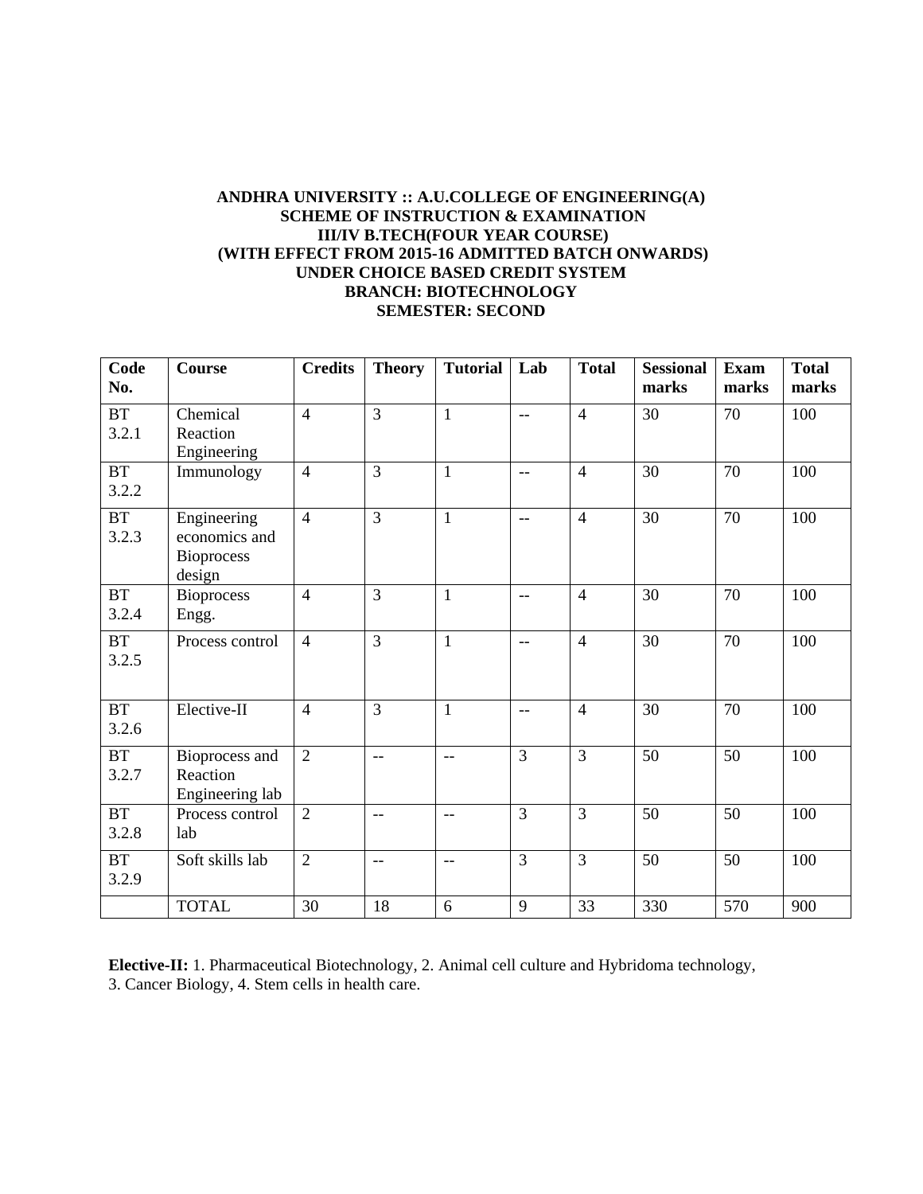**ANDHRA UNIVERSITY :: A.U.COLLEGE OF ENGINEERING(A)**
**SCHEME OF INSTRUCTION & EXAMINATION**
**III/IV B.TECH(FOUR YEAR COURSE)**
**(WITH EFFECT FROM 2015-16 ADMITTED BATCH ONWARDS)**
**UNDER CHOICE BASED CREDIT SYSTEM**
**BRANCH: BIOTECHNOLOGY**
**SEMESTER: SECOND**

| Code No. | Course | Credits | Theory | Tutorial | Lab | Total | Sessional marks | Exam marks | Total marks |
|---|---|---|---|---|---|---|---|---|---|
| BT 3.2.1 | Chemical Reaction Engineering | 4 | 3 | 1 | -- | 4 | 30 | 70 | 100 |
| BT 3.2.2 | Immunology | 4 | 3 | 1 | -- | 4 | 30 | 70 | 100 |
| BT 3.2.3 | Engineering economics and Bioprocess design | 4 | 3 | 1 | -- | 4 | 30 | 70 | 100 |
| BT 3.2.4 | Bioprocess Engg. | 4 | 3 | 1 | -- | 4 | 30 | 70 | 100 |
| BT 3.2.5 | Process control | 4 | 3 | 1 | -- | 4 | 30 | 70 | 100 |
| BT 3.2.6 | Elective-II | 4 | 3 | 1 | -- | 4 | 30 | 70 | 100 |
| BT 3.2.7 | Bioprocess and Reaction Engineering lab | 2 | -- | -- | 3 | 3 | 50 | 50 | 100 |
| BT 3.2.8 | Process control lab | 2 | -- | -- | 3 | 3 | 50 | 50 | 100 |
| BT 3.2.9 | Soft skills lab | 2 | -- | -- | 3 | 3 | 50 | 50 | 100 |
| | TOTAL | 30 | 18 | 6 | 9 | 33 | 330 | 570 | 900 |

**Elective-II:** 1. Pharmaceutical Biotechnology, 2. Animal cell culture and Hybridoma technology, 3. Cancer Biology, 4. Stem cells in health care.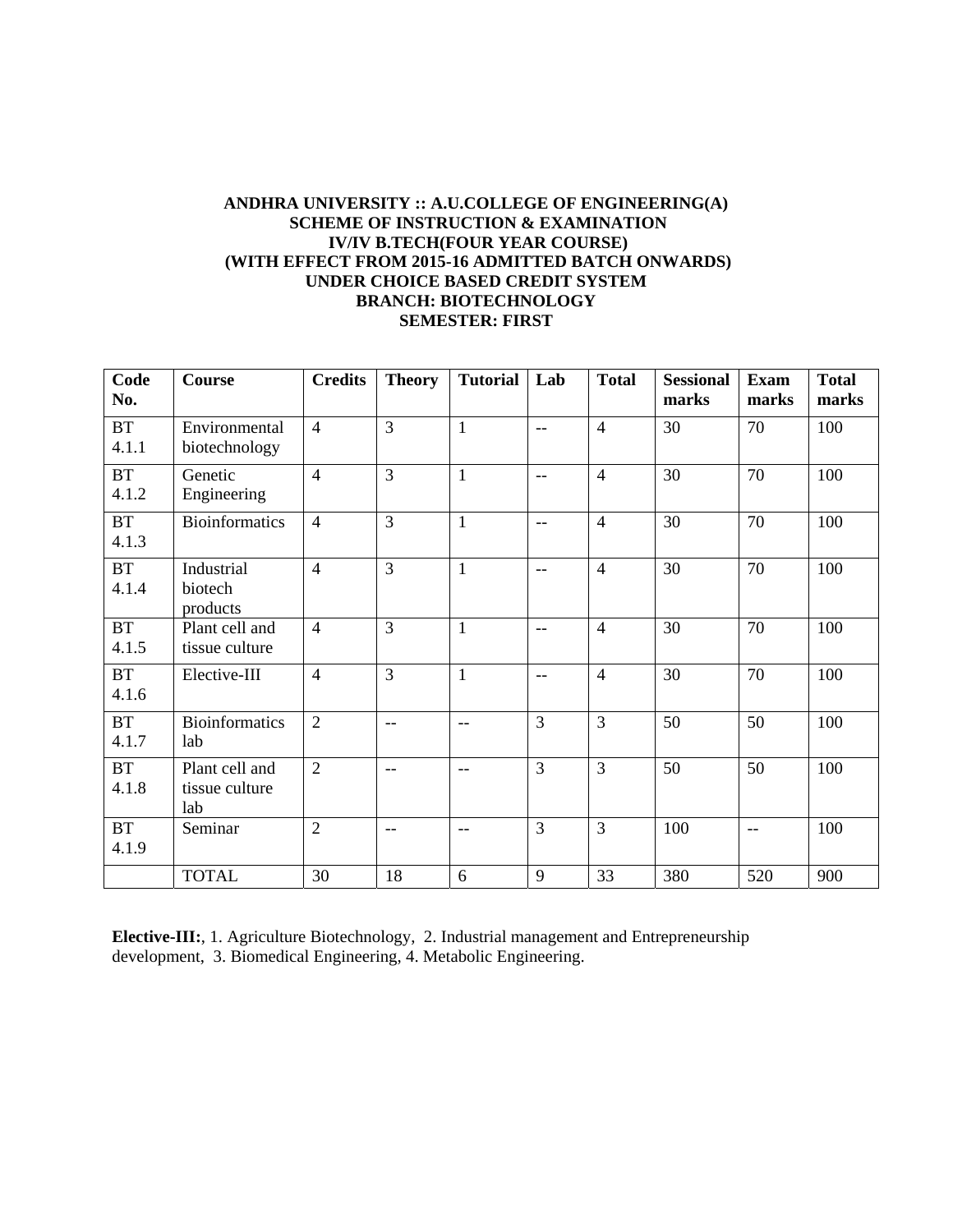**ANDHRA UNIVERSITY :: A.U.COLLEGE OF ENGINEERING(A)**
**SCHEME OF INSTRUCTION & EXAMINATION**
**IV/IV B.TECH(FOUR YEAR COURSE)**
**(WITH EFFECT FROM 2015-16 ADMITTED BATCH ONWARDS)**
**UNDER CHOICE BASED CREDIT SYSTEM**
**BRANCH: BIOTECHNOLOGY**
**SEMESTER: FIRST**

| Code No. | Course | Credits | Theory | Tutorial | Lab | Total | Sessional marks | Exam marks | Total marks |
|---|---|---|---|---|---|---|---|---|---|
| BT 4.1.1 | Environmental biotechnology | 4 | 3 | 1 | -- | 4 | 30 | 70 | 100 |
| BT 4.1.2 | Genetic Engineering | 4 | 3 | 1 | -- | 4 | 30 | 70 | 100 |
| BT 4.1.3 | Bioinformatics | 4 | 3 | 1 | -- | 4 | 30 | 70 | 100 |
| BT 4.1.4 | Industrial biotech products | 4 | 3 | 1 | -- | 4 | 30 | 70 | 100 |
| BT 4.1.5 | Plant cell and tissue culture | 4 | 3 | 1 | -- | 4 | 30 | 70 | 100 |
| BT 4.1.6 | Elective-III | 4 | 3 | 1 | -- | 4 | 30 | 70 | 100 |
| BT 4.1.7 | Bioinformatics lab | 2 | -- | -- | 3 | 3 | 50 | 50 | 100 |
| BT 4.1.8 | Plant cell and tissue culture lab | 2 | -- | -- | 3 | 3 | 50 | 50 | 100 |
| BT 4.1.9 | Seminar | 2 | -- | -- | 3 | 3 | 100 | -- | 100 |
| | TOTAL | 30 | 18 | 6 | 9 | 33 | 380 | 520 | 900 |

**Elective-III:**, 1. Agriculture Biotechnology, 2. Industrial management and Entrepreneurship development, 3. Biomedical Engineering, 4. Metabolic Engineering.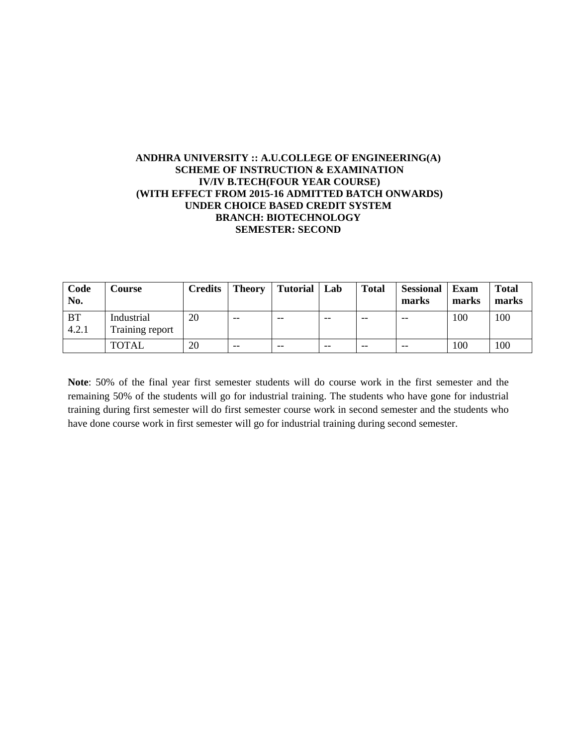**ANDHRA UNIVERSITY :: A.U.COLLEGE OF ENGINEERING(A)**
**SCHEME OF INSTRUCTION & EXAMINATION**
**IV/IV B.TECH(FOUR YEAR COURSE)**
**(WITH EFFECT FROM 2015-16 ADMITTED BATCH ONWARDS)**
**UNDER CHOICE BASED CREDIT SYSTEM**
**BRANCH: BIOTECHNOLOGY**
**SEMESTER: SECOND**

| Code No. | Course | Credits | Theory | Tutorial | Lab | Total | Sessional marks | Exam marks | Total marks |
|---|---|---|---|---|---|---|---|---|---|
| BT 4.2.1 | Industrial Training report | 20 | -- | -- | -- | -- | -- | 100 | 100 |
| | TOTAL | 20 | -- | -- | -- | -- | -- | 100 | 100 |

**Note**: 50% of the final year first semester students will do course work in the first semester and the remaining 50% of the students will go for industrial training. The students who have gone for industrial training during first semester will do first semester course work in second semester and the students who have done course work in first semester will go for industrial training during second semester.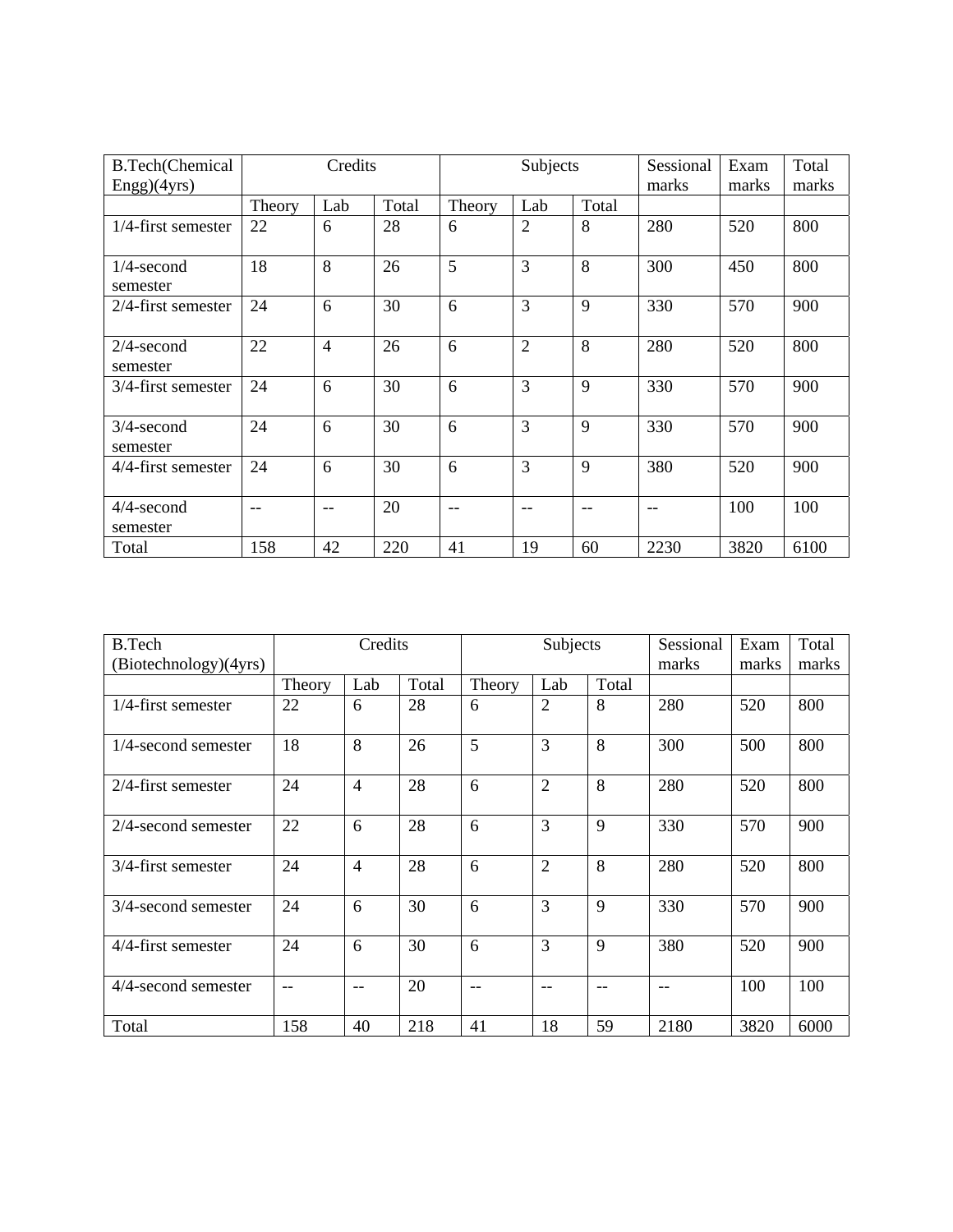| B.Tech(Chemical Engg)(4yrs) | Credits | | | Subjects | | | Sessional marks | Exam marks | Total marks |
|---|---|---|---|---|---|---|---|---|---|
| | Theory | Lab | Total | Theory | Lab | Total | | | |
| 1/4-first semester | 22 | 6 | 28 | 6 | 2 | 8 | 280 | 520 | 800 |
| 1/4-second semester | 18 | 8 | 26 | 5 | 3 | 8 | 300 | 450 | 800 |
| 2/4-first semester | 24 | 6 | 30 | 6 | 3 | 9 | 330 | 570 | 900 |
| 2/4-second semester | 22 | 4 | 26 | 6 | 2 | 8 | 280 | 520 | 800 |
| 3/4-first semester | 24 | 6 | 30 | 6 | 3 | 9 | 330 | 570 | 900 |
| 3/4-second semester | 24 | 6 | 30 | 6 | 3 | 9 | 330 | 570 | 900 |
| 4/4-first semester | 24 | 6 | 30 | 6 | 3 | 9 | 380 | 520 | 900 |
| 4/4-second semester | -- | -- | 20 | -- | -- | -- | -- | 100 | 100 |
| Total | 158 | 42 | 220 | 41 | 19 | 60 | 2230 | 3820 | 6100 |

| B.Tech (Biotechnology)(4yrs) | Credits | | | Subjects | | | Sessional marks | Exam marks | Total marks |
|---|---|---|---|---|---|---|---|---|---|
| | Theory | Lab | Total | Theory | Lab | Total | | | |
| 1/4-first semester | 22 | 6 | 28 | 6 | 2 | 8 | 280 | 520 | 800 |
| 1/4-second semester | 18 | 8 | 26 | 5 | 3 | 8 | 300 | 500 | 800 |
| 2/4-first semester | 24 | 4 | 28 | 6 | 2 | 8 | 280 | 520 | 800 |
| 2/4-second semester | 22 | 6 | 28 | 6 | 3 | 9 | 330 | 570 | 900 |
| 3/4-first semester | 24 | 4 | 28 | 6 | 2 | 8 | 280 | 520 | 800 |
| 3/4-second semester | 24 | 6 | 30 | 6 | 3 | 9 | 330 | 570 | 900 |
| 4/4-first semester | 24 | 6 | 30 | 6 | 3 | 9 | 380 | 520 | 900 |
| 4/4-second semester | -- | -- | 20 | -- | -- | -- | -- | 100 | 100 |
| Total | 158 | 40 | 218 | 41 | 18 | 59 | 2180 | 3820 | 6000 |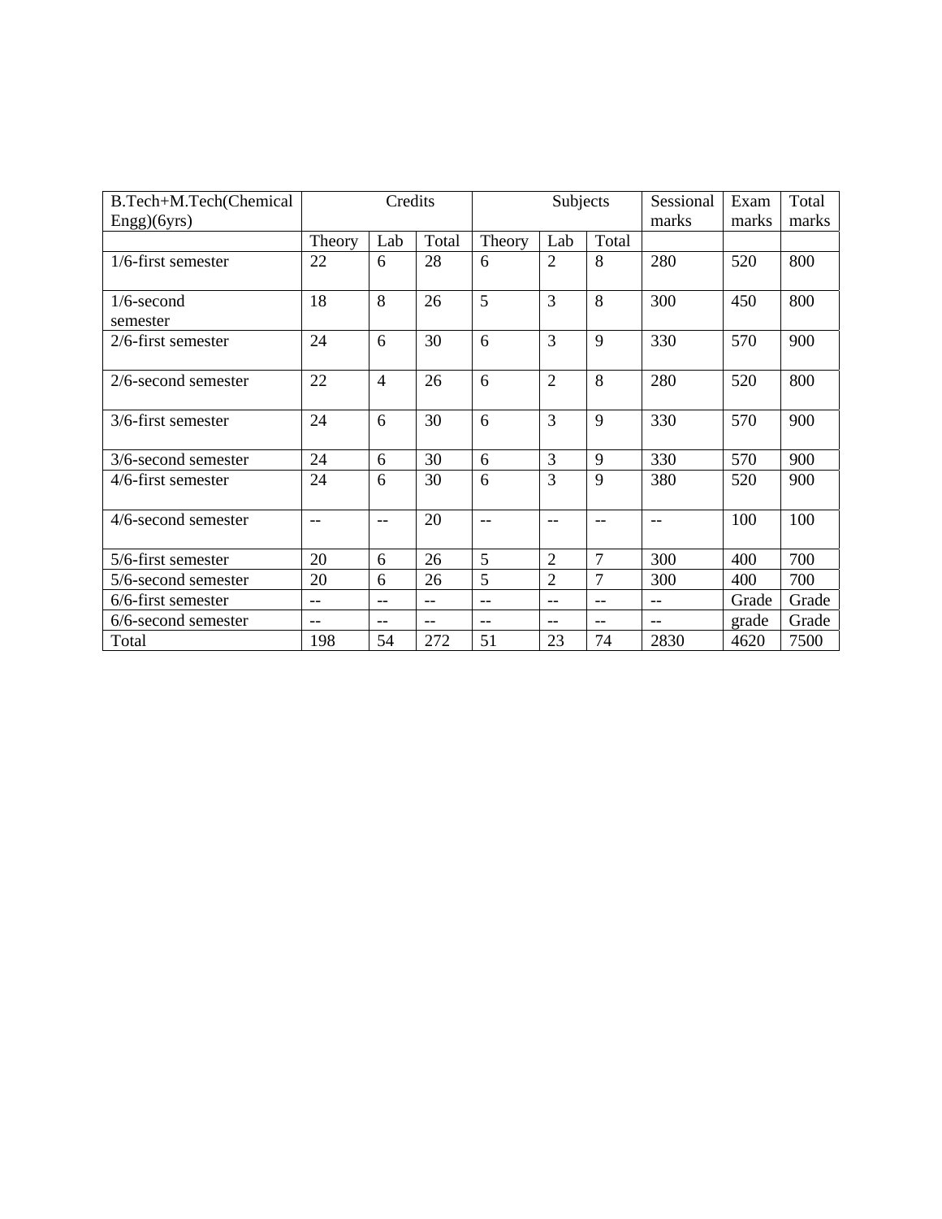| B.Tech+M.Tech(Chemical Engg)(6yrs) | Credits | | | Subjects | | | Sessional marks | Exam marks | Total marks |
|---|---|---|---|---|---|---|---|---|---|
| | Theory | Lab | Total | Theory | Lab | Total | | | |
| 1/6-first semester | 22 | 6 | 28 | 6 | 2 | 8 | 280 | 520 | 800 |
| 1/6-second semester | 18 | 8 | 26 | 5 | 3 | 8 | 300 | 450 | 800 |
| 2/6-first semester | 24 | 6 | 30 | 6 | 3 | 9 | 330 | 570 | 900 |
| 2/6-second semester | 22 | 4 | 26 | 6 | 2 | 8 | 280 | 520 | 800 |
| 3/6-first semester | 24 | 6 | 30 | 6 | 3 | 9 | 330 | 570 | 900 |
| 3/6-second semester | 24 | 6 | 30 | 6 | 3 | 9 | 330 | 570 | 900 |
| 4/6-first semester | 24 | 6 | 30 | 6 | 3 | 9 | 380 | 520 | 900 |
| 4/6-second semester | -- | -- | 20 | -- | -- | -- | -- | 100 | 100 |
| 5/6-first semester | 20 | 6 | 26 | 5 | 2 | 7 | 300 | 400 | 700 |
| 5/6-second semester | 20 | 6 | 26 | 5 | 2 | 7 | 300 | 400 | 700 |
| 6/6-first semester | -- | -- | -- | -- | -- | -- | -- | Grade | Grade |
| 6/6-second semester | -- | -- | -- | -- | -- | -- | -- | grade | Grade |
| Total | 198 | 54 | 272 | 51 | 23 | 74 | 2830 | 4620 | 7500 |